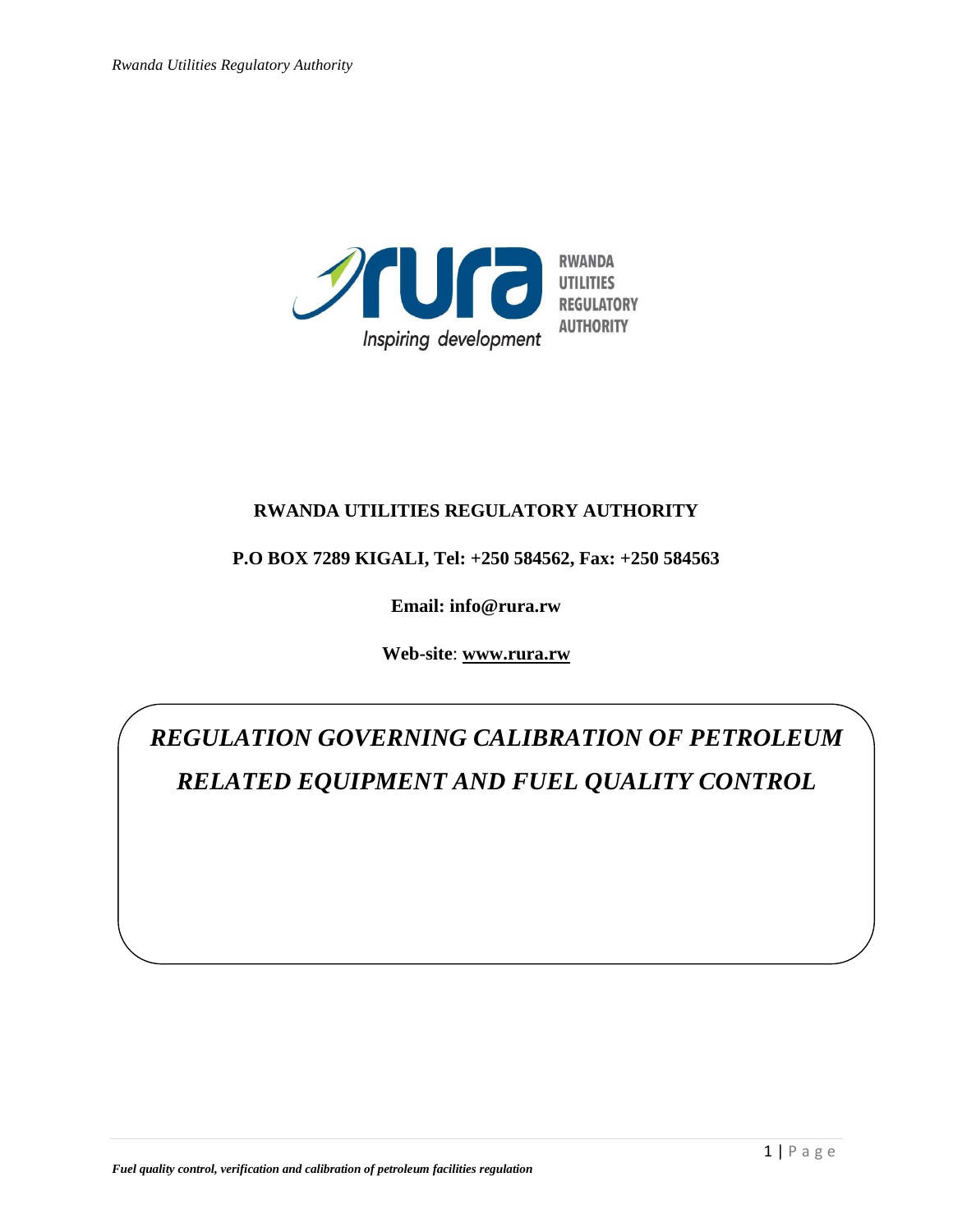**RWANDA UTILITIES REGULATORY AUTHORITY**

**P.O BOX 7289 KIGALI, Tel: +250 584562, Fax: +250 584563**

**Email: info@rura.rw**

**Web-site**: **www.rura.rw**

# *REGULATION GOVERNING CALIBRATION OF PETROLEUM RELATED EQUIPMENT AND FUEL QUALITY CONTROL*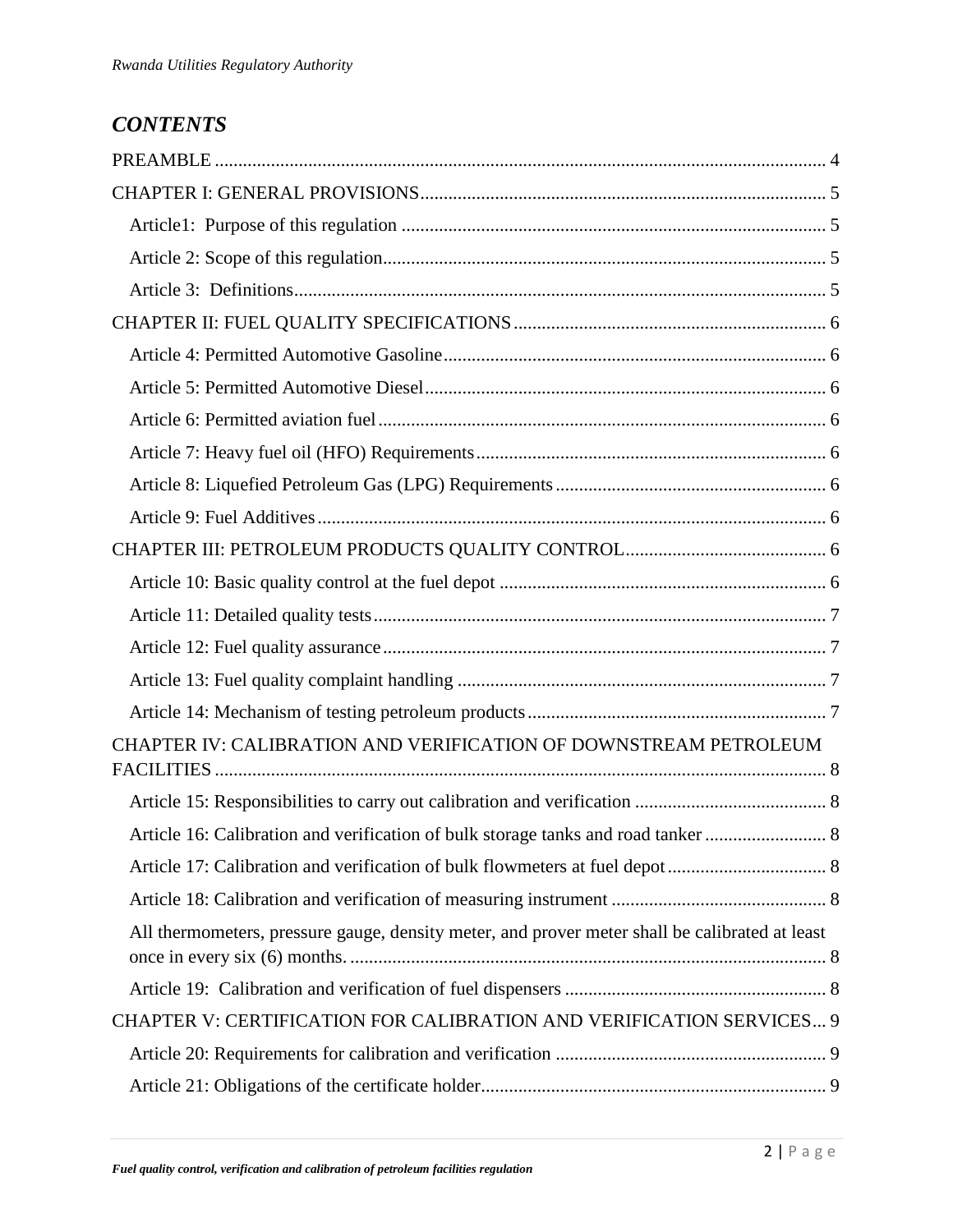## CONTENTS

PREAMBLE ... 4

CHAPTER I: GENERAL PROVISIONS ... 5

- Article1: Purpose of this regulation ... 5
- Article 2: Scope of this regulation ... 5
- Article 3: Definitions ... 5

CHAPTER II: FUEL QUALITY SPECIFICATIONS ... 6

- Article 4: Permitted Automotive Gasoline ... 6
- Article 5: Permitted Automotive Diesel ... 6
- Article 6: Permitted aviation fuel ... 6
- Article 7: Heavy fuel oil (HFO) Requirements ... 6
- Article 8: Liquefied Petroleum Gas (LPG) Requirements ... 6
- Article 9: Fuel Additives ... 6

CHAPTER III: PETROLEUM PRODUCTS QUALITY CONTROL ... 6

- Article 10: Basic quality control at the fuel depot ... 6
- Article 11: Detailed quality tests ... 7
- Article 12: Fuel quality assurance ... 7
- Article 13: Fuel quality complaint handling ... 7
- Article 14: Mechanism of testing petroleum products ... 7

CHAPTER IV: CALIBRATION AND VERIFICATION OF DOWNSTREAM PETROLEUM FACILITIES ... 8

- Article 15: Responsibilities to carry out calibration and verification ... 8
- Article 16: Calibration and verification of bulk storage tanks and road tanker ... 8
- Article 17: Calibration and verification of bulk flowmeters at fuel depot ... 8
- Article 18: Calibration and verification of measuring instrument ... 8
- All thermometers, pressure gauge, density meter, and prover meter shall be calibrated at least once in every six (6) months. ... 8
- Article 19: Calibration and verification of fuel dispensers ... 8

CHAPTER V: CERTIFICATION FOR CALIBRATION AND VERIFICATION SERVICES ... 9

- Article 20: Requirements for calibration and verification ... 9
- Article 21: Obligations of the certificate holder ... 9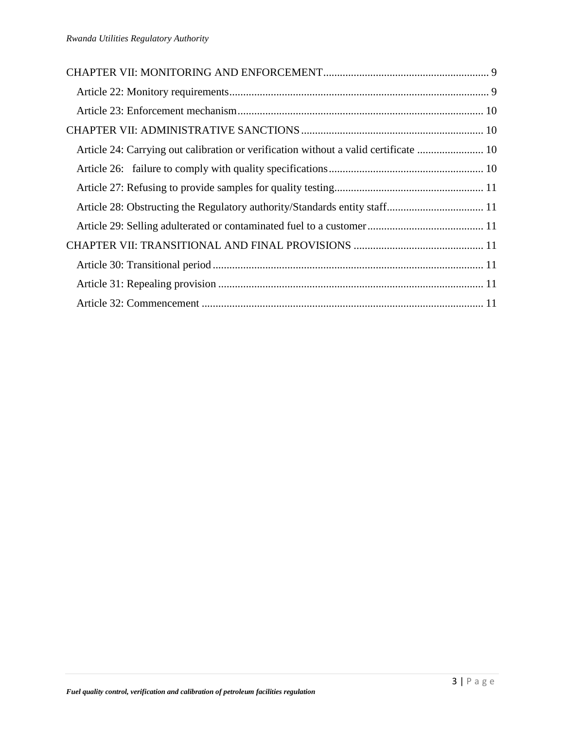CHAPTER VII: MONITORING AND ENFORCEMENT ........................................................... 9

Article 22: Monitory requirements .............................................................................................. 9

Article 23: Enforcement mechanism ......................................................................................... 10

CHAPTER VII: ADMINISTRATIVE SANCTIONS ................................................................. 10

Article 24: Carrying out calibration or verification without a valid certificate ........................ 10

Article 26: failure to comply with quality specifications ........................................................ 10

Article 27: Refusing to provide samples for quality testing ...................................................... 11

Article 28: Obstructing the Regulatory authority/Standards entity staff ................................... 11

Article 29: Selling adulterated or contaminated fuel to a customer .......................................... 11

CHAPTER VII: TRANSITIONAL AND FINAL PROVISIONS ............................................... 11

Article 30: Transitional period .................................................................................................. 11

Article 31: Repealing provision ................................................................................................ 11

Article 32: Commencement ...................................................................................................... 11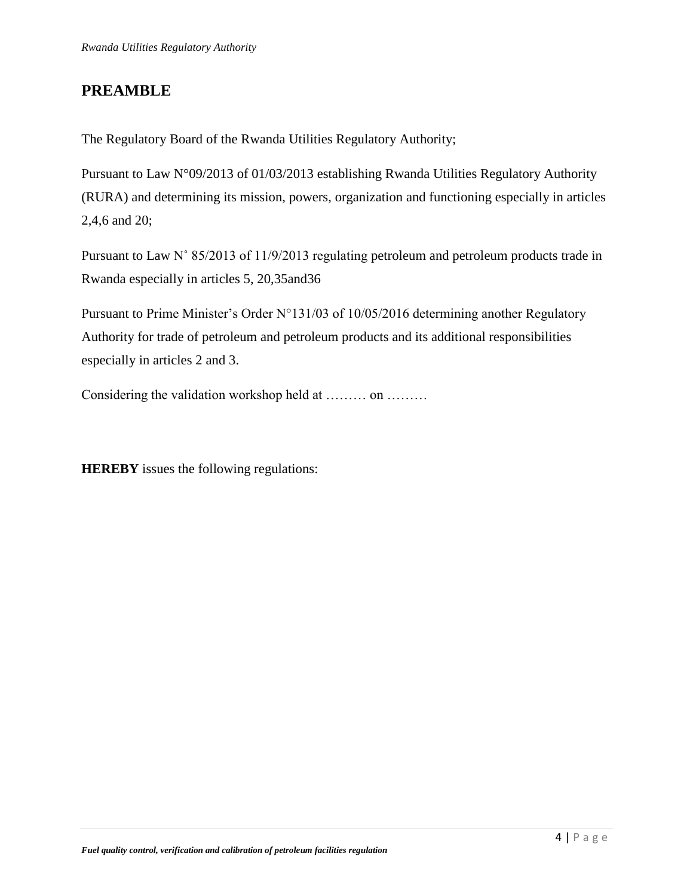## PREAMBLE

The Regulatory Board of the Rwanda Utilities Regulatory Authority;

Pursuant to Law N°09/2013 of 01/03/2013 establishing Rwanda Utilities Regulatory Authority (RURA) and determining its mission, powers, organization and functioning especially in articles 2,4,6 and 20;

Pursuant to Law N˚ 85/2013 of 11/9/2013 regulating petroleum and petroleum products trade in Rwanda especially in articles 5, 20,35and36

Pursuant to Prime Minister's Order N°131/03 of 10/05/2016 determining another Regulatory Authority for trade of petroleum and petroleum products and its additional responsibilities especially in articles 2 and 3.

Considering the validation workshop held at ……… on ………

**HEREBY** issues the following regulations: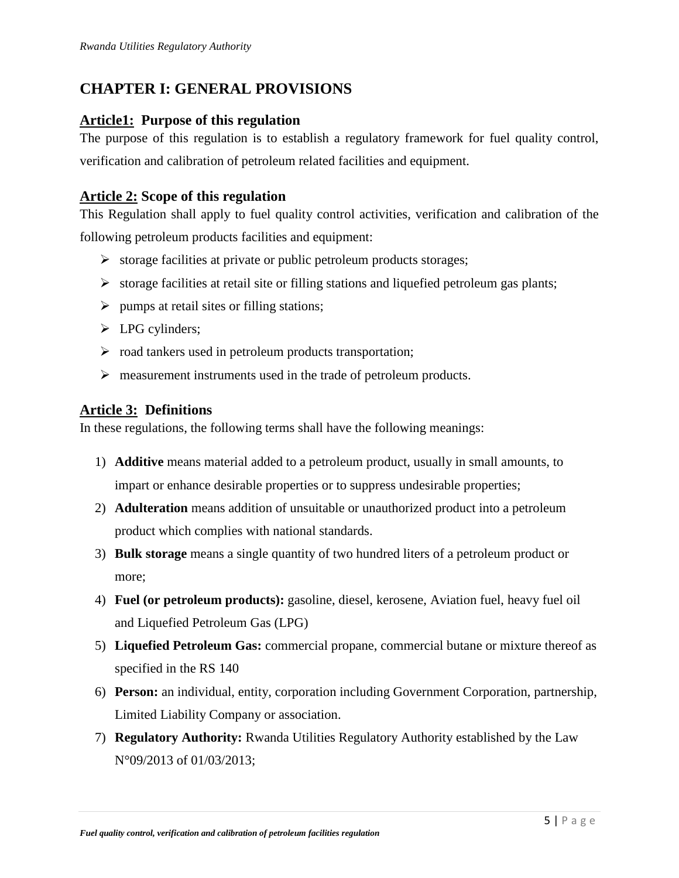# CHAPTER I: GENERAL PROVISIONS

## Article1: Purpose of this regulation

The purpose of this regulation is to establish a regulatory framework for fuel quality control, verification and calibration of petroleum related facilities and equipment.

## Article 2: Scope of this regulation

This Regulation shall apply to fuel quality control activities, verification and calibration of the following petroleum products facilities and equipment:

- storage facilities at private or public petroleum products storages;
- storage facilities at retail site or filling stations and liquefied petroleum gas plants;
- pumps at retail sites or filling stations;
- LPG cylinders;
- road tankers used in petroleum products transportation;
- measurement instruments used in the trade of petroleum products.

## Article 3: Definitions

In these regulations, the following terms shall have the following meanings:

1) **Additive** means material added to a petroleum product, usually in small amounts, to impart or enhance desirable properties or to suppress undesirable properties;
2) **Adulteration** means addition of unsuitable or unauthorized product into a petroleum product which complies with national standards.
3) **Bulk storage** means a single quantity of two hundred liters of a petroleum product or more;
4) **Fuel (or petroleum products):** gasoline, diesel, kerosene, Aviation fuel, heavy fuel oil and Liquefied Petroleum Gas (LPG)
5) **Liquefied Petroleum Gas:** commercial propane, commercial butane or mixture thereof as specified in the RS 140
6) **Person:** an individual, entity, corporation including Government Corporation, partnership, Limited Liability Company or association.
7) **Regulatory Authority:** Rwanda Utilities Regulatory Authority established by the Law N°09/2013 of 01/03/2013;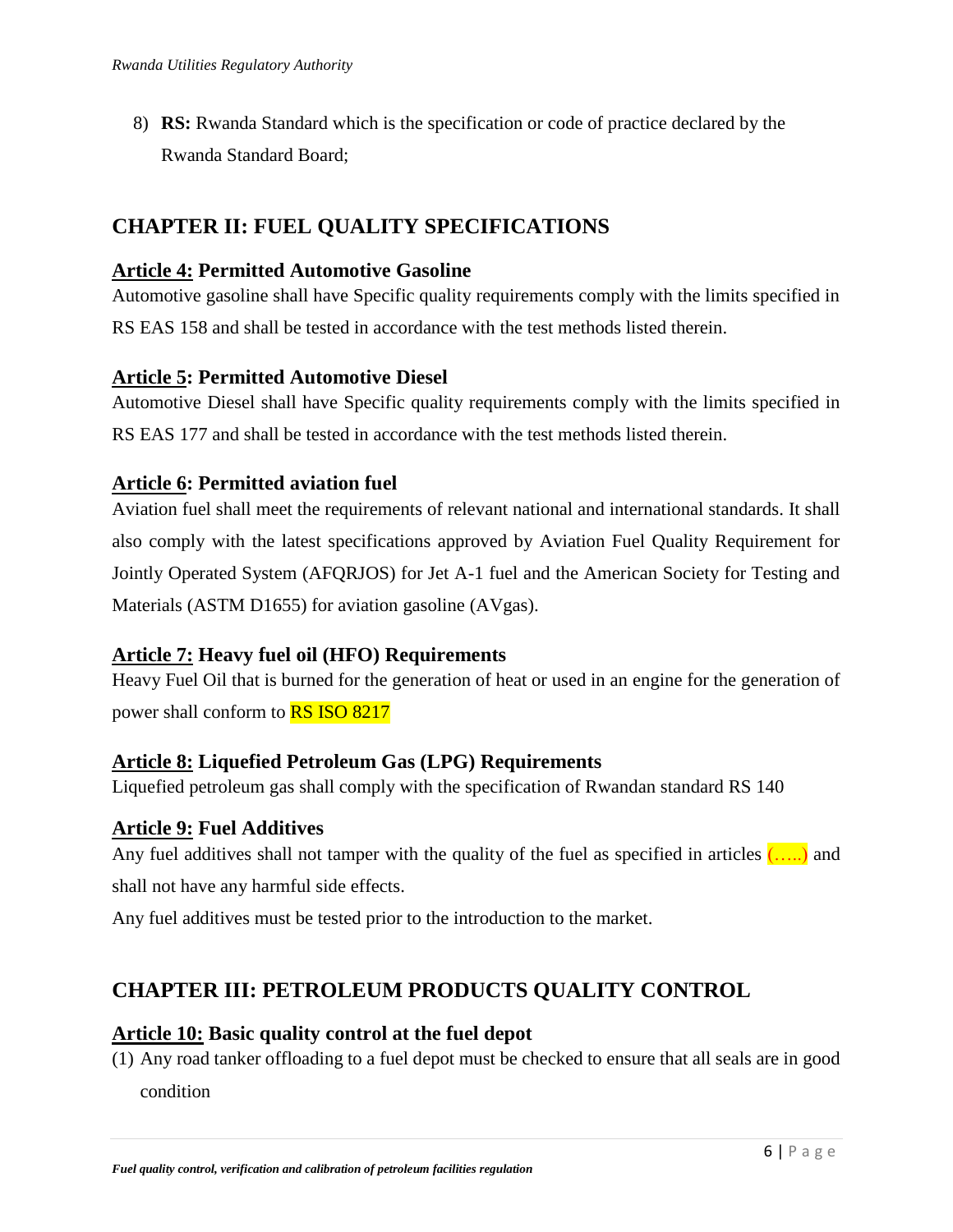8) **RS:** Rwanda Standard which is the specification or code of practice declared by the Rwanda Standard Board;

## CHAPTER II: FUEL QUALITY SPECIFICATIONS

### Article 4: Permitted Automotive Gasoline

Automotive gasoline shall have Specific quality requirements comply with the limits specified in RS EAS 158 and shall be tested in accordance with the test methods listed therein.

### Article 5: Permitted Automotive Diesel

Automotive Diesel shall have Specific quality requirements comply with the limits specified in RS EAS 177 and shall be tested in accordance with the test methods listed therein.

### Article 6: Permitted aviation fuel

Aviation fuel shall meet the requirements of relevant national and international standards. It shall also comply with the latest specifications approved by Aviation Fuel Quality Requirement for Jointly Operated System (AFQRJOS) for Jet A-1 fuel and the American Society for Testing and Materials (ASTM D1655) for aviation gasoline (AVgas).

### Article 7: Heavy fuel oil (HFO) Requirements

Heavy Fuel Oil that is burned for the generation of heat or used in an engine for the generation of power shall conform to RS ISO 8217

### Article 8: Liquefied Petroleum Gas (LPG) Requirements

Liquefied petroleum gas shall comply with the specification of Rwandan standard RS 140

### Article 9: Fuel Additives

Any fuel additives shall not tamper with the quality of the fuel as specified in articles (…..) and shall not have any harmful side effects.

Any fuel additives must be tested prior to the introduction to the market.

## CHAPTER III: PETROLEUM PRODUCTS QUALITY CONTROL

### Article 10: Basic quality control at the fuel depot

(1) Any road tanker offloading to a fuel depot must be checked to ensure that all seals are in good condition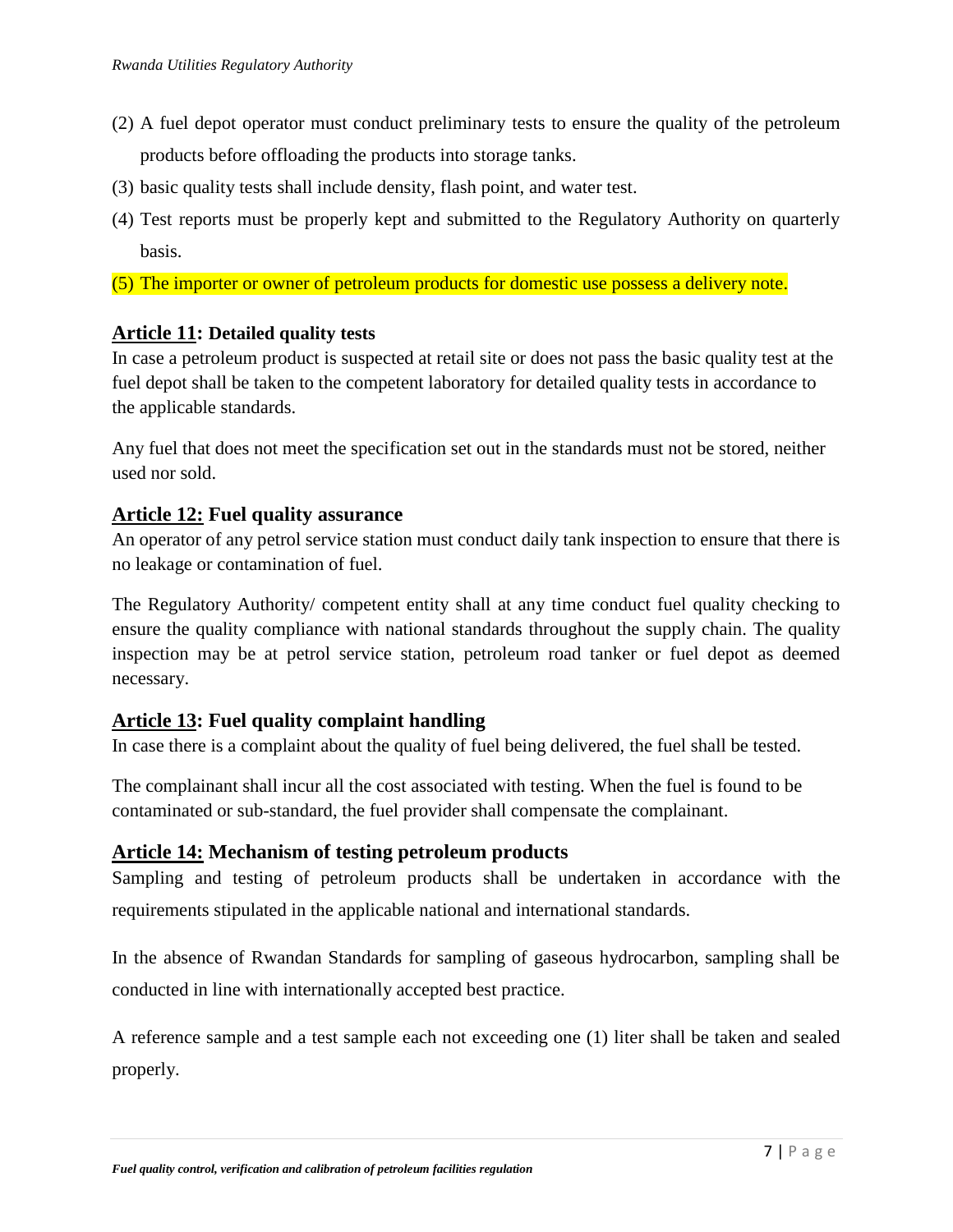(2) A fuel depot operator must conduct preliminary tests to ensure the quality of the petroleum products before offloading the products into storage tanks.

(3) basic quality tests shall include density, flash point, and water test.

(4) Test reports must be properly kept and submitted to the Regulatory Authority on quarterly basis.

(5) The importer or owner of petroleum products for domestic use possess a delivery note.

### Article 11: Detailed quality tests

In case a petroleum product is suspected at retail site or does not pass the basic quality test at the fuel depot shall be taken to the competent laboratory for detailed quality tests in accordance to the applicable standards.

Any fuel that does not meet the specification set out in the standards must not be stored, neither used nor sold.

### Article 12: Fuel quality assurance

An operator of any petrol service station must conduct daily tank inspection to ensure that there is no leakage or contamination of fuel.

The Regulatory Authority/ competent entity shall at any time conduct fuel quality checking to ensure the quality compliance with national standards throughout the supply chain. The quality inspection may be at petrol service station, petroleum road tanker or fuel depot as deemed necessary.

### Article 13: Fuel quality complaint handling

In case there is a complaint about the quality of fuel being delivered, the fuel shall be tested.

The complainant shall incur all the cost associated with testing. When the fuel is found to be contaminated or sub-standard, the fuel provider shall compensate the complainant.

### Article 14: Mechanism of testing petroleum products

Sampling and testing of petroleum products shall be undertaken in accordance with the requirements stipulated in the applicable national and international standards.

In the absence of Rwandan Standards for sampling of gaseous hydrocarbon, sampling shall be conducted in line with internationally accepted best practice.

A reference sample and a test sample each not exceeding one (1) liter shall be taken and sealed properly.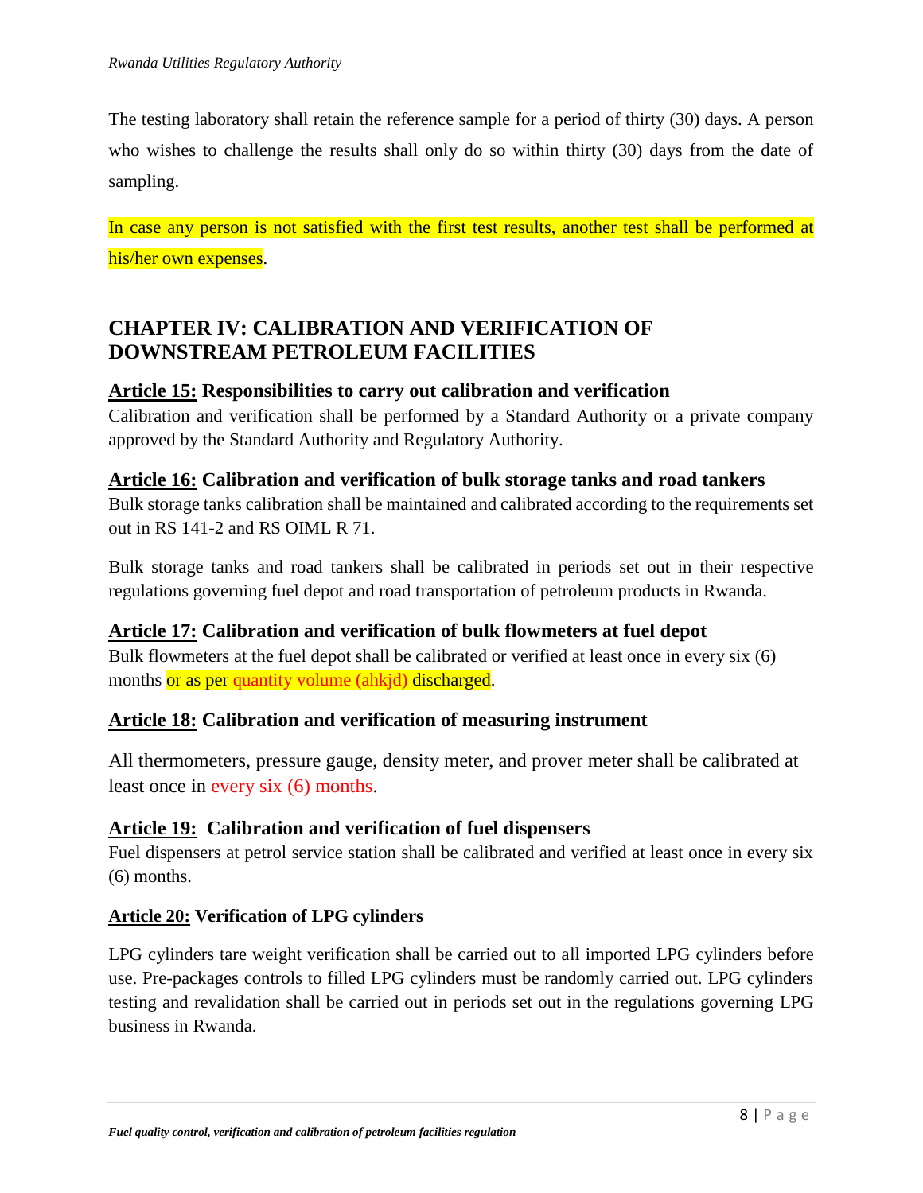The testing laboratory shall retain the reference sample for a period of thirty (30) days. A person who wishes to challenge the results shall only do so within thirty (30) days from the date of sampling.

In case any person is not satisfied with the first test results, another test shall be performed at his/her own expenses.

## CHAPTER IV: CALIBRATION AND VERIFICATION OF DOWNSTREAM PETROLEUM FACILITIES

### Article 15: Responsibilities to carry out calibration and verification

Calibration and verification shall be performed by a Standard Authority or a private company approved by the Standard Authority and Regulatory Authority.

### Article 16: Calibration and verification of bulk storage tanks and road tankers

Bulk storage tanks calibration shall be maintained and calibrated according to the requirements set out in RS 141-2 and RS OIML R 71.

Bulk storage tanks and road tankers shall be calibrated in periods set out in their respective regulations governing fuel depot and road transportation of petroleum products in Rwanda.

### Article 17: Calibration and verification of bulk flowmeters at fuel depot

Bulk flowmeters at the fuel depot shall be calibrated or verified at least once in every six (6) months or as per quantity volume (ahkjd) discharged.

### Article 18: Calibration and verification of measuring instrument

All thermometers, pressure gauge, density meter, and prover meter shall be calibrated at least once in every six (6) months.

### Article 19: Calibration and verification of fuel dispensers

Fuel dispensers at petrol service station shall be calibrated and verified at least once in every six (6) months.

### Article 20: Verification of LPG cylinders

LPG cylinders tare weight verification shall be carried out to all imported LPG cylinders before use. Pre-packages controls to filled LPG cylinders must be randomly carried out. LPG cylinders testing and revalidation shall be carried out in periods set out in the regulations governing LPG business in Rwanda.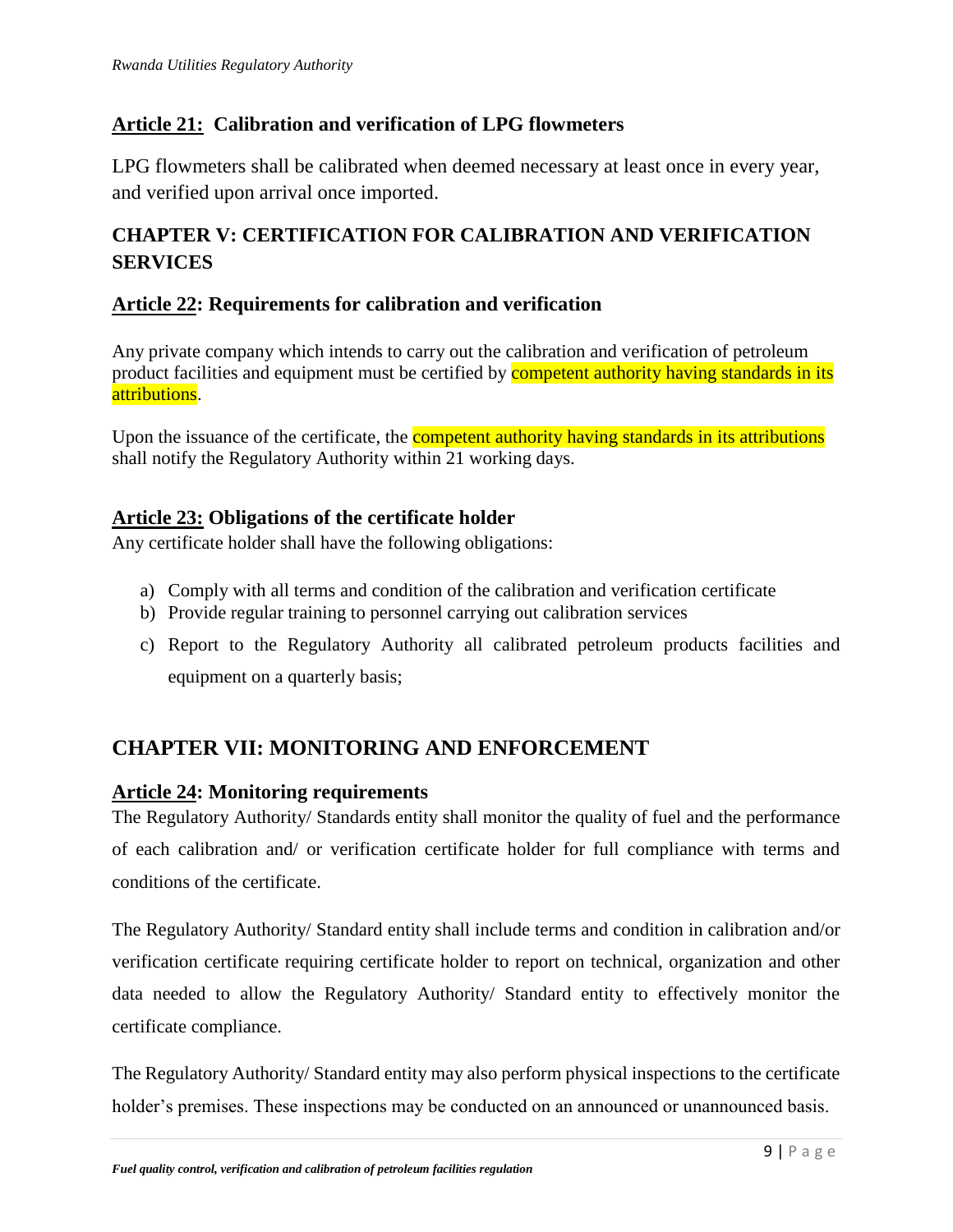## **Article 21:** Calibration and verification of LPG flowmeters

LPG flowmeters shall be calibrated when deemed necessary at least once in every year, and verified upon arrival once imported.

## CHAPTER V: CERTIFICATION FOR CALIBRATION AND VERIFICATION SERVICES

## **Article 22**: Requirements for calibration and verification

Any private company which intends to carry out the calibration and verification of petroleum product facilities and equipment must be certified by competent authority having standards in its attributions.

Upon the issuance of the certificate, the competent authority having standards in its attributions shall notify the Regulatory Authority within 21 working days.

## **Article 23:** Obligations of the certificate holder

Any certificate holder shall have the following obligations:

a) Comply with all terms and condition of the calibration and verification certificate
b) Provide regular training to personnel carrying out calibration services
c) Report to the Regulatory Authority all calibrated petroleum products facilities and equipment on a quarterly basis;

# CHAPTER VII: MONITORING AND ENFORCEMENT

## **Article 24**: Monitoring requirements

The Regulatory Authority/ Standards entity shall monitor the quality of fuel and the performance of each calibration and/ or verification certificate holder for full compliance with terms and conditions of the certificate.

The Regulatory Authority/ Standard entity shall include terms and condition in calibration and/or verification certificate requiring certificate holder to report on technical, organization and other data needed to allow the Regulatory Authority/ Standard entity to effectively monitor the certificate compliance.

The Regulatory Authority/ Standard entity may also perform physical inspections to the certificate holder's premises. These inspections may be conducted on an announced or unannounced basis.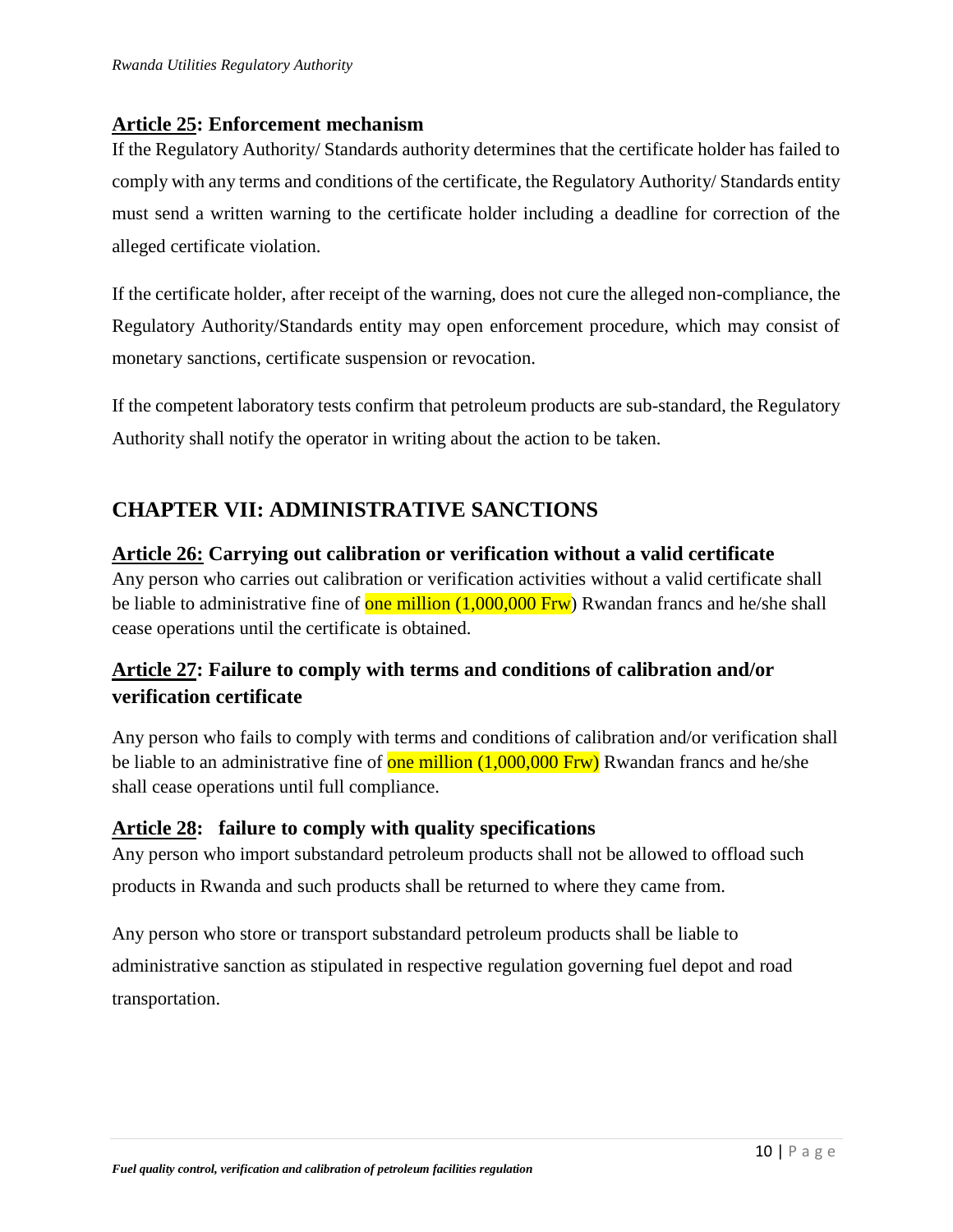### **Article 25: Enforcement mechanism**

If the Regulatory Authority/ Standards authority determines that the certificate holder has failed to comply with any terms and conditions of the certificate, the Regulatory Authority/ Standards entity must send a written warning to the certificate holder including a deadline for correction of the alleged certificate violation.

If the certificate holder, after receipt of the warning, does not cure the alleged non-compliance, the Regulatory Authority/Standards entity may open enforcement procedure, which may consist of monetary sanctions, certificate suspension or revocation.

If the competent laboratory tests confirm that petroleum products are sub-standard, the Regulatory Authority shall notify the operator in writing about the action to be taken.

## CHAPTER VII: ADMINISTRATIVE SANCTIONS

### **Article 26: Carrying out calibration or verification without a valid certificate**

Any person who carries out calibration or verification activities without a valid certificate shall be liable to administrative fine of one million (1,000,000 Frw) Rwandan francs and he/she shall cease operations until the certificate is obtained.

### **Article 27: Failure to comply with terms and conditions of calibration and/or verification certificate**

Any person who fails to comply with terms and conditions of calibration and/or verification shall be liable to an administrative fine of one million (1,000,000 Frw) Rwandan francs and he/she shall cease operations until full compliance.

### **Article 28: failure to comply with quality specifications**

Any person who import substandard petroleum products shall not be allowed to offload such products in Rwanda and such products shall be returned to where they came from.

Any person who store or transport substandard petroleum products shall be liable to administrative sanction as stipulated in respective regulation governing fuel depot and road transportation.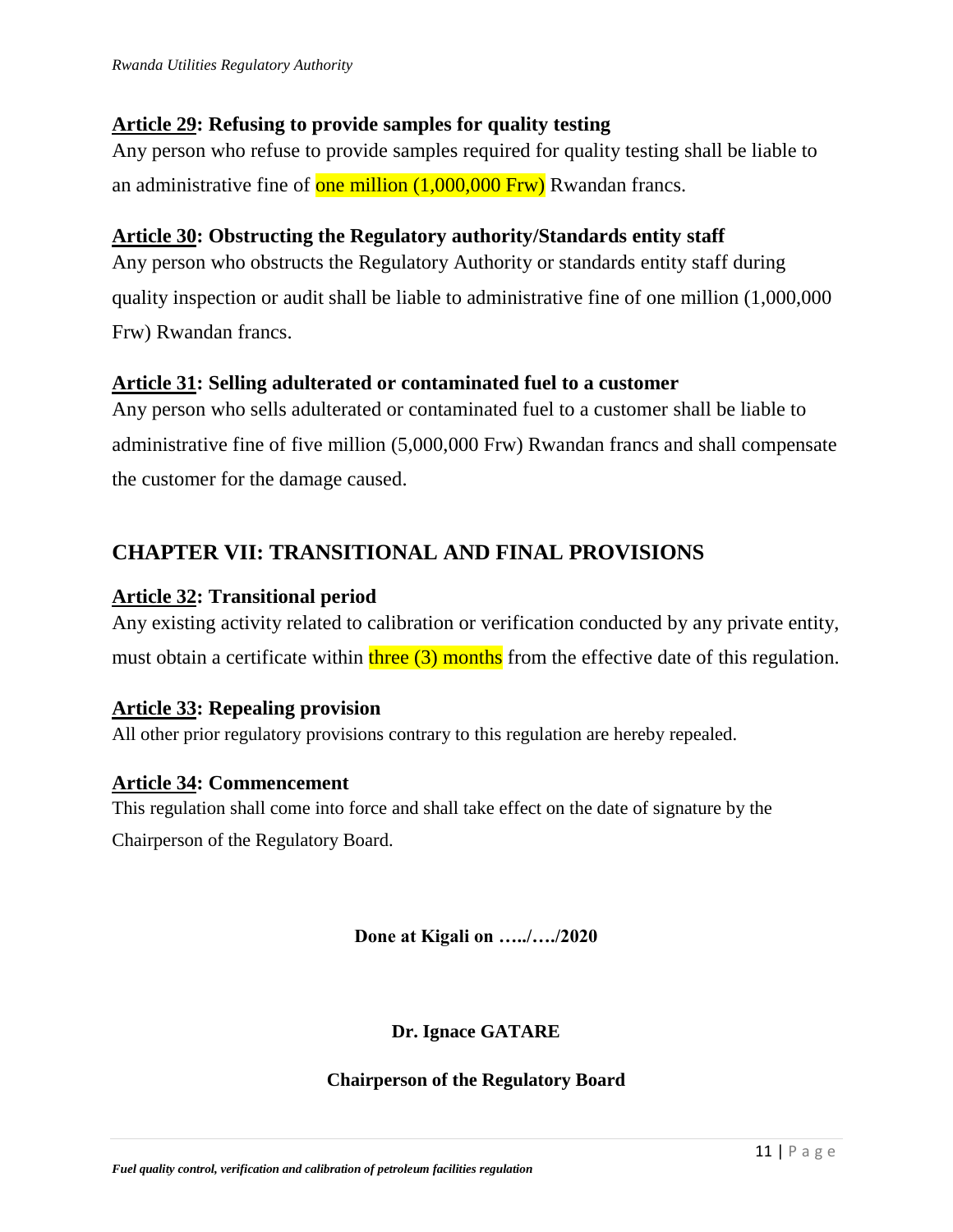**Article 29: Refusing to provide samples for quality testing**

Any person who refuse to provide samples required for quality testing shall be liable to an administrative fine of one million (1,000,000 Frw) Rwandan francs.

**Article 30: Obstructing the Regulatory authority/Standards entity staff**

Any person who obstructs the Regulatory Authority or standards entity staff during quality inspection or audit shall be liable to administrative fine of one million (1,000,000 Frw) Rwandan francs.

**Article 31: Selling adulterated or contaminated fuel to a customer**

Any person who sells adulterated or contaminated fuel to a customer shall be liable to administrative fine of five million (5,000,000 Frw) Rwandan francs and shall compensate the customer for the damage caused.

## CHAPTER VII: TRANSITIONAL AND FINAL PROVISIONS

**Article 32: Transitional period**

Any existing activity related to calibration or verification conducted by any private entity, must obtain a certificate within three (3) months from the effective date of this regulation.

**Article 33: Repealing provision**

All other prior regulatory provisions contrary to this regulation are hereby repealed.

**Article 34: Commencement**

This regulation shall come into force and shall take effect on the date of signature by the Chairperson of the Regulatory Board.

**Done at Kigali on …../…./2020**

**Dr. Ignace GATARE**

**Chairperson of the Regulatory Board**